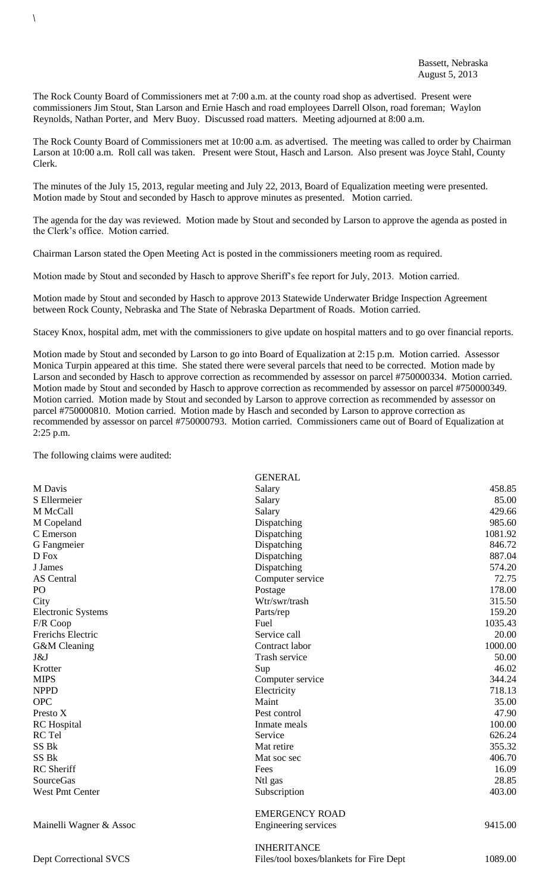Bassett, Nebraska
August 5, 2013

The Rock County Board of Commissioners met at 7:00 a.m. at the county road shop as advertised. Present were commissioners Jim Stout, Stan Larson and Ernie Hasch and road employees Darrell Olson, road foreman; Waylon Reynolds, Nathan Porter, and Merv Buoy. Discussed road matters. Meeting adjourned at 8:00 a.m.

The Rock County Board of Commissioners met at 10:00 a.m. as advertised. The meeting was called to order by Chairman Larson at 10:00 a.m. Roll call was taken. Present were Stout, Hasch and Larson. Also present was Joyce Stahl, County Clerk.

The minutes of the July 15, 2013, regular meeting and July 22, 2013, Board of Equalization meeting were presented. Motion made by Stout and seconded by Hasch to approve minutes as presented. Motion carried.

The agenda for the day was reviewed. Motion made by Stout and seconded by Larson to approve the agenda as posted in the Clerk's office. Motion carried.

Chairman Larson stated the Open Meeting Act is posted in the commissioners meeting room as required.

Motion made by Stout and seconded by Hasch to approve Sheriff's fee report for July, 2013. Motion carried.

Motion made by Stout and seconded by Hasch to approve 2013 Statewide Underwater Bridge Inspection Agreement between Rock County, Nebraska and The State of Nebraska Department of Roads. Motion carried.

Stacey Knox, hospital adm, met with the commissioners to give update on hospital matters and to go over financial reports.

Motion made by Stout and seconded by Larson to go into Board of Equalization at 2:15 p.m. Motion carried. Assessor Monica Turpin appeared at this time. She stated there were several parcels that need to be corrected. Motion made by Larson and seconded by Hasch to approve correction as recommended by assessor on parcel #750000334. Motion carried. Motion made by Stout and seconded by Hasch to approve correction as recommended by assessor on parcel #750000349. Motion carried. Motion made by Stout and seconded by Larson to approve correction as recommended by assessor on parcel #750000810. Motion carried. Motion made by Hasch and seconded by Larson to approve correction as recommended by assessor on parcel #750000793. Motion carried. Commissioners came out of Board of Equalization at 2:25 p.m.

The following claims were audited:

| | GENERAL | |
|---|---|---|
| M Davis | Salary | 458.85 |
| S Ellermeier | Salary | 85.00 |
| M McCall | Salary | 429.66 |
| M Copeland | Dispatching | 985.60 |
| C Emerson | Dispatching | 1081.92 |
| G Fangmeier | Dispatching | 846.72 |
| D Fox | Dispatching | 887.04 |
| J James | Dispatching | 574.20 |
| AS Central | Computer service | 72.75 |
| PO | Postage | 178.00 |
| City | Wtr/swr/trash | 315.50 |
| Electronic Systems | Parts/rep | 159.20 |
| F/R Coop | Fuel | 1035.43 |
| Frerichs Electric | Service call | 20.00 |
| G&M Cleaning | Contract labor | 1000.00 |
| J&J | Trash service | 50.00 |
| Krotter | Sup | 46.02 |
| MIPS | Computer service | 344.24 |
| NPPD | Electricity | 718.13 |
| OPC | Maint | 35.00 |
| Presto X | Pest control | 47.90 |
| RC Hospital | Inmate meals | 100.00 |
| RC Tel | Service | 626.24 |
| SS Bk | Mat retire | 355.32 |
| SS Bk | Mat soc sec | 406.70 |
| RC Sheriff | Fees | 16.09 |
| SourceGas | Ntl gas | 28.85 |
| West Pmt Center | Subscription | 403.00 |
| | EMERGENCY ROAD | |
| Mainelli Wagner & Assoc | Engineering services | 9415.00 |
| | INHERITANCE | |
| Dept Correctional SVCS | Files/tool boxes/blankets for Fire Dept | 1089.00 |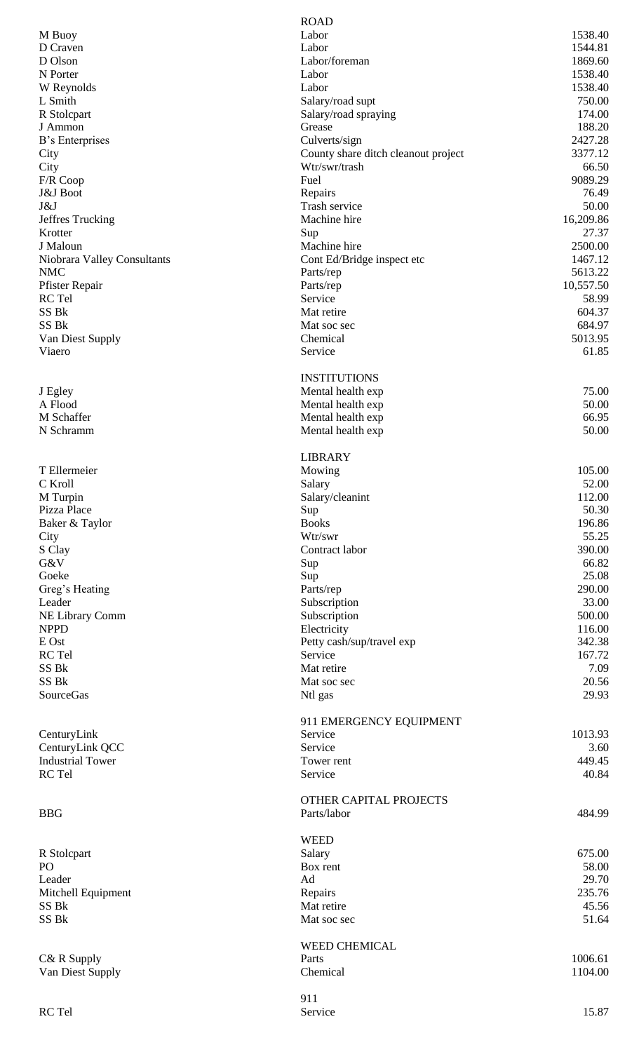| | | |
|---|---|---|
| | ROAD | |
| M Buoy | Labor | 1538.40 |
| D Craven | Labor | 1544.81 |
| D Olson | Labor/foreman | 1869.60 |
| N Porter | Labor | 1538.40 |
| W Reynolds | Labor | 1538.40 |
| L Smith | Salary/road supt | 750.00 |
| R Stolcpart | Salary/road spraying | 174.00 |
| J Ammon | Grease | 188.20 |
| B's Enterprises | Culverts/sign | 2427.28 |
| City | County share ditch cleanout project | 3377.12 |
| City | Wtr/swr/trash | 66.50 |
| F/R Coop | Fuel | 9089.29 |
| J&J Boot | Repairs | 76.49 |
| J&J | Trash service | 50.00 |
| Jeffres Trucking | Machine hire | 16,209.86 |
| Krotter | Sup | 27.37 |
| J Maloun | Machine hire | 2500.00 |
| Niobrara Valley Consultants | Cont Ed/Bridge inspect etc | 1467.12 |
| NMC | Parts/rep | 5613.22 |
| Pfister Repair | Parts/rep | 10,557.50 |
| RC Tel | Service | 58.99 |
| SS Bk | Mat retire | 604.37 |
| SS Bk | Mat soc sec | 684.97 |
| Van Diest Supply | Chemical | 5013.95 |
| Viaero | Service | 61.85 |
| | INSTITUTIONS | |
| J Egley | Mental health exp | 75.00 |
| A Flood | Mental health exp | 50.00 |
| M Schaffer | Mental health exp | 66.95 |
| N Schramm | Mental health exp | 50.00 |
| | LIBRARY | |
| T Ellermeier | Mowing | 105.00 |
| C Kroll | Salary | 52.00 |
| M Turpin | Salary/cleanint | 112.00 |
| Pizza Place | Sup | 50.30 |
| Baker & Taylor | Books | 196.86 |
| City | Wtr/swr | 55.25 |
| S Clay | Contract labor | 390.00 |
| G&V | Sup | 66.82 |
| Goeke | Sup | 25.08 |
| Greg's Heating | Parts/rep | 290.00 |
| Leader | Subscription | 33.00 |
| NE Library Comm | Subscription | 500.00 |
| NPPD | Electricity | 116.00 |
| E Ost | Petty cash/sup/travel exp | 342.38 |
| RC Tel | Service | 167.72 |
| SS Bk | Mat retire | 7.09 |
| SS Bk | Mat soc sec | 20.56 |
| SourceGas | Ntl gas | 29.93 |
| | 911 EMERGENCY EQUIPMENT | |
| CenturyLink | Service | 1013.93 |
| CenturyLink QCC | Service | 3.60 |
| Industrial Tower | Tower rent | 449.45 |
| RC Tel | Service | 40.84 |
| | OTHER CAPITAL PROJECTS | |
| BBG | Parts/labor | 484.99 |
| | WEED | |
| R Stolcpart | Salary | 675.00 |
| PO | Box rent | 58.00 |
| Leader | Ad | 29.70 |
| Mitchell Equipment | Repairs | 235.76 |
| SS Bk | Mat retire | 45.56 |
| SS Bk | Mat soc sec | 51.64 |
| | WEED CHEMICAL | |
| C& R Supply | Parts | 1006.61 |
| Van Diest Supply | Chemical | 1104.00 |
| | 911 | |
| RC Tel | Service | 15.87 |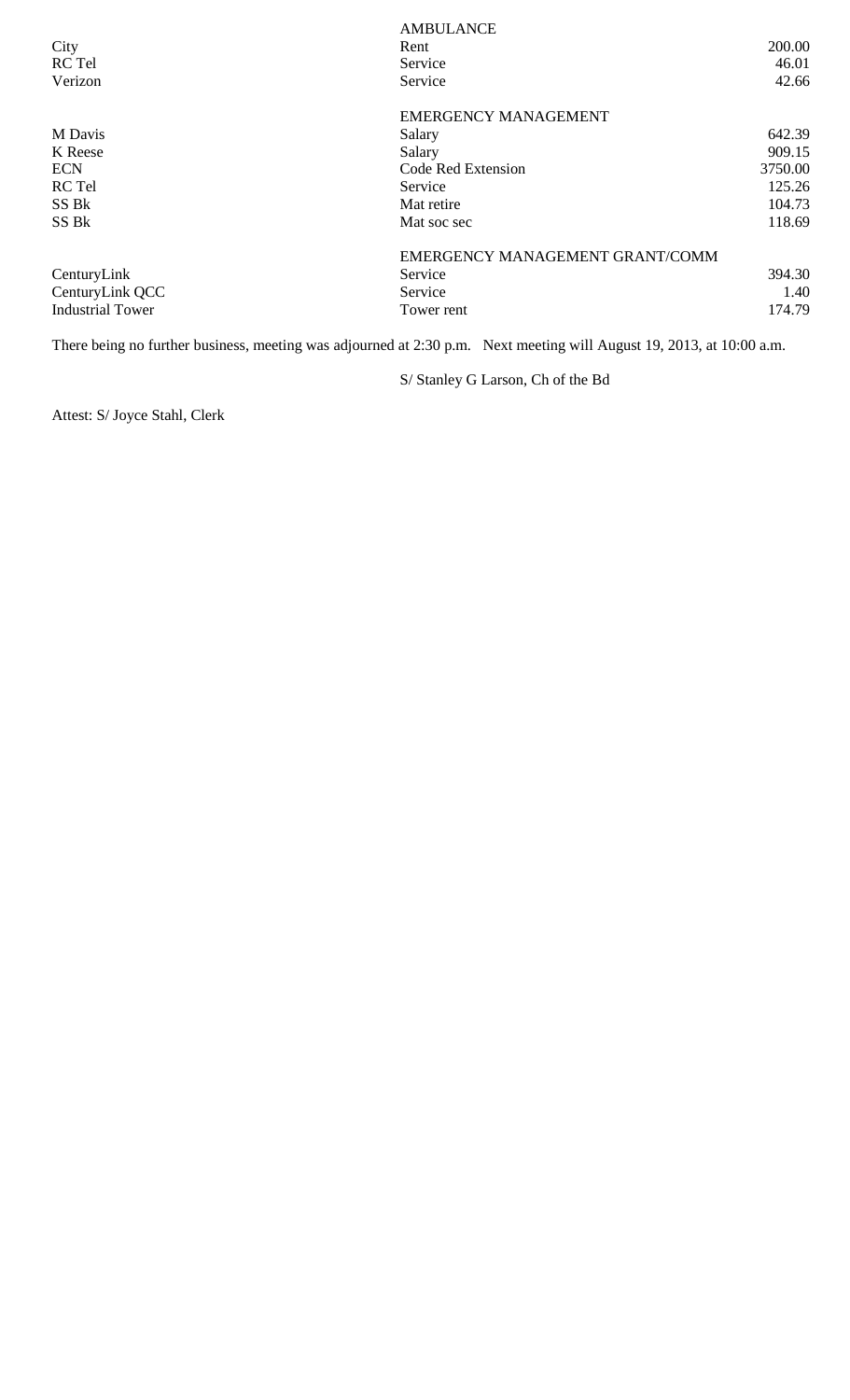| | | |
|---|---|---|
| | AMBULANCE | |
| City | Rent | 200.00 |
| RC Tel | Service | 46.01 |
| Verizon | Service | 42.66 |
| | EMERGENCY MANAGEMENT | |
| M Davis | Salary | 642.39 |
| K Reese | Salary | 909.15 |
| ECN | Code Red Extension | 3750.00 |
| RC Tel | Service | 125.26 |
| SS Bk | Mat retire | 104.73 |
| SS Bk | Mat soc sec | 118.69 |
| | EMERGENCY MANAGEMENT GRANT/COMM | |
| CenturyLink | Service | 394.30 |
| CenturyLink QCC | Service | 1.40 |
| Industrial Tower | Tower rent | 174.79 |

There being no further business, meeting was adjourned at 2:30 p.m. Next meeting will August 19, 2013, at 10:00 a.m.

S/ Stanley G Larson, Ch of the Bd

Attest: S/ Joyce Stahl, Clerk